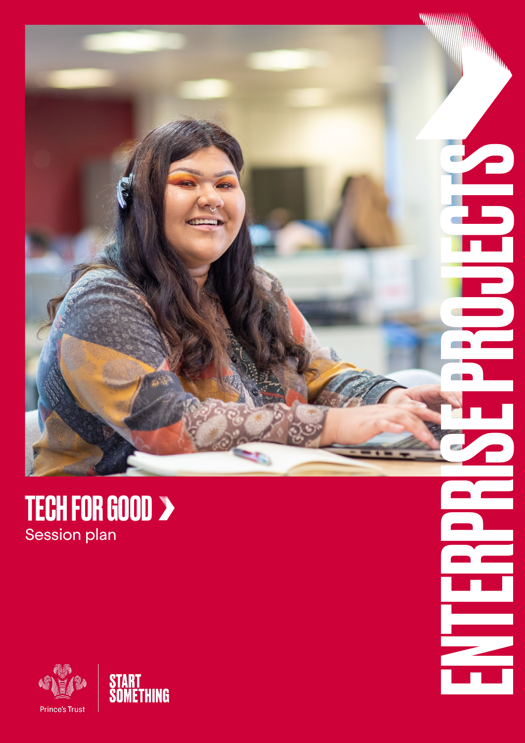# TECH FOR GOOD ›

Session plan

ENTERPRISE PROJECTS

Prince's Trust

START SOMETHING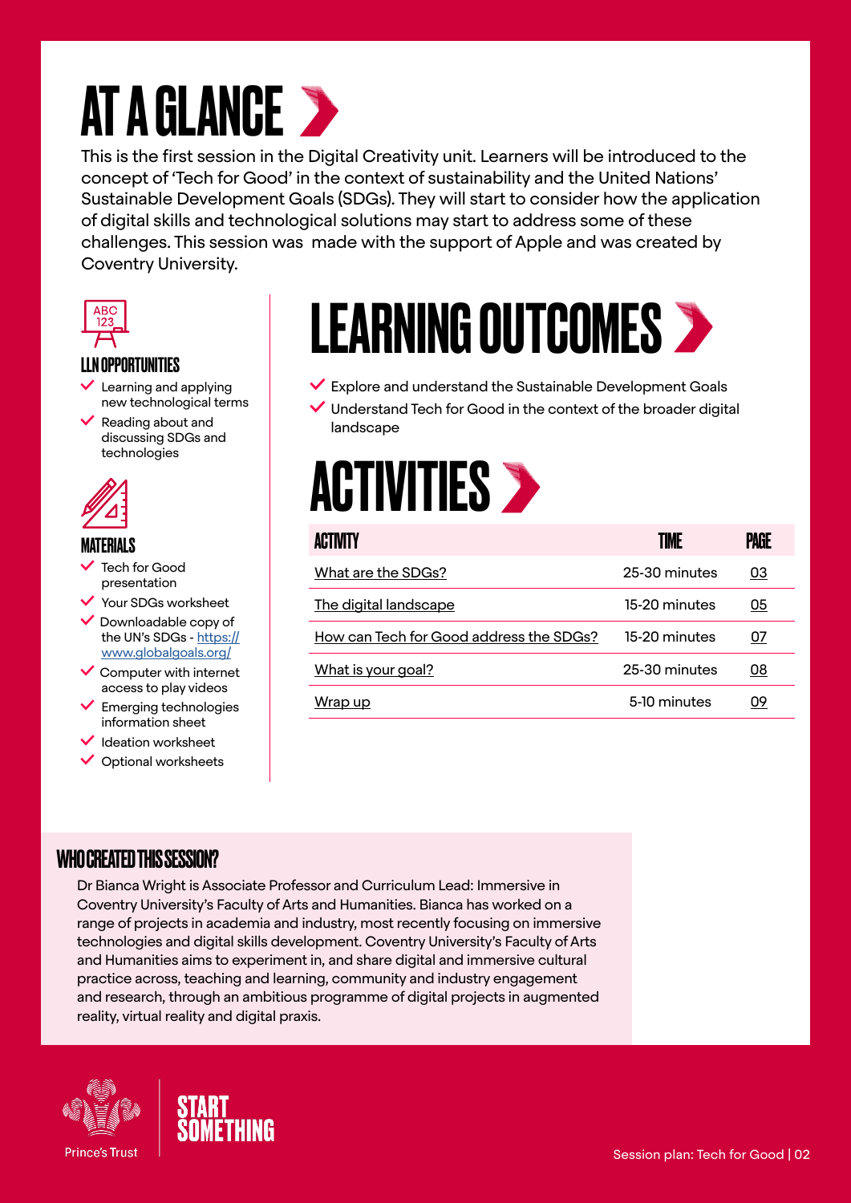# AT A GLANCE

This is the first session in the Digital Creativity unit. Learners will be introduced to the concept of 'Tech for Good' in the context of sustainability and the United Nations' Sustainable Development Goals (SDGs). They will start to consider how the application of digital skills and technological solutions may start to address some of these challenges. This session was made with the support of Apple and was created by Coventry University.

### LLN OPPORTUNITIES

- Learning and applying new technological terms
- Reading about and discussing SDGs and technologies

### MATERIALS

- Tech for Good presentation
- Your SDGs worksheet
- Downloadable copy of the UN's SDGs - https://www.globalgoals.org/
- Computer with internet access to play videos
- Emerging technologies information sheet
- Ideation worksheet
- Optional worksheets

# LEARNING OUTCOMES

- Explore and understand the Sustainable Development Goals
- Understand Tech for Good in the context of the broader digital landscape

# ACTIVITIES

| ACTIVITY | TIME | PAGE |
|---|---|---|
| What are the SDGs? | 25-30 minutes | 03 |
| The digital landscape | 15-20 minutes | 05 |
| How can Tech for Good address the SDGs? | 15-20 minutes | 07 |
| What is your goal? | 25-30 minutes | 08 |
| Wrap up | 5-10 minutes | 09 |

### WHO CREATED THIS SESSION?

Dr Bianca Wright is Associate Professor and Curriculum Lead: Immersive in Coventry University's Faculty of Arts and Humanities. Bianca has worked on a range of projects in academia and industry, most recently focusing on immersive technologies and digital skills development. Coventry University's Faculty of Arts and Humanities aims to experiment in, and share digital and immersive cultural practice across, teaching and learning, community and industry engagement and research, through an ambitious programme of digital projects in augmented reality, virtual reality and digital praxis.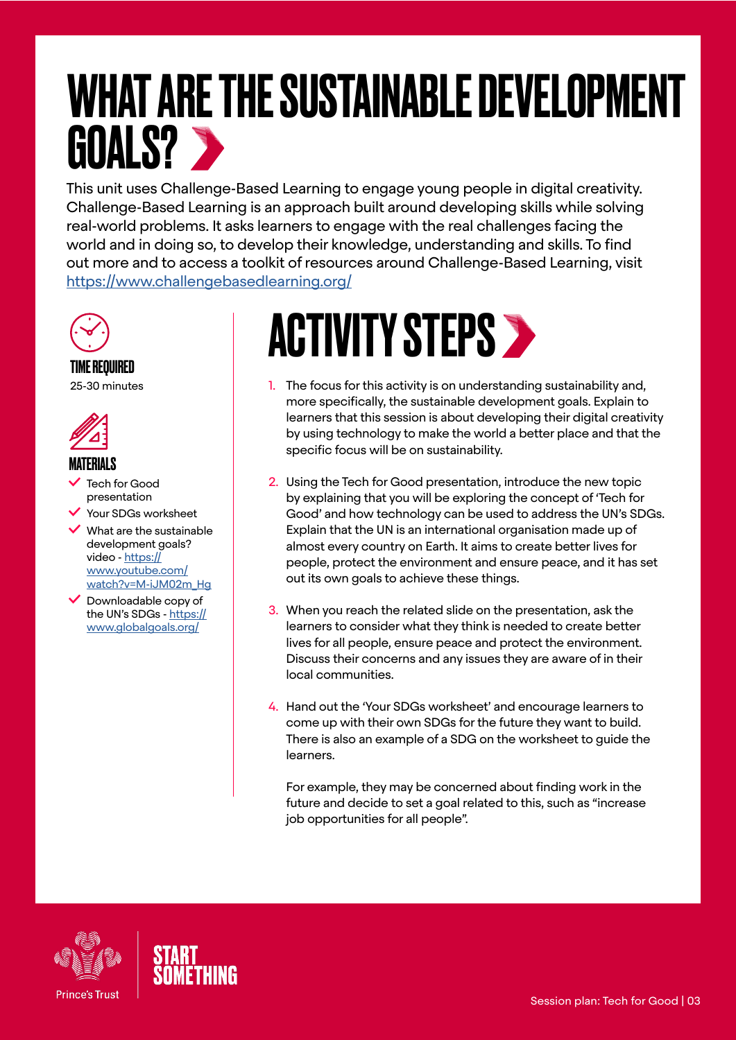# WHAT ARE THE SUSTAINABLE DEVELOPMENT GOALS?

This unit uses Challenge-Based Learning to engage young people in digital creativity. Challenge-Based Learning is an approach built around developing skills while solving real-world problems. It asks learners to engage with the real challenges facing the world and in doing so, to develop their knowledge, understanding and skills. To find out more and to access a toolkit of resources around Challenge-Based Learning, visit https://www.challengebasedlearning.org/

### TIME REQUIRED

25-30 minutes

### MATERIALS

- Tech for Good presentation
- Your SDGs worksheet
- What are the sustainable development goals? video - https://www.youtube.com/watch?v=M-iJM02m_Hg
- Downloadable copy of the UN's SDGs - https://www.globalgoals.org/

## ACTIVITY STEPS

1. The focus for this activity is on understanding sustainability and, more specifically, the sustainable development goals. Explain to learners that this session is about developing their digital creativity by using technology to make the world a better place and that the specific focus will be on sustainability.

2. Using the Tech for Good presentation, introduce the new topic by explaining that you will be exploring the concept of 'Tech for Good' and how technology can be used to address the UN's SDGs. Explain that the UN is an international organisation made up of almost every country on Earth. It aims to create better lives for people, protect the environment and ensure peace, and it has set out its own goals to achieve these things.

3. When you reach the related slide on the presentation, ask the learners to consider what they think is needed to create better lives for all people, ensure peace and protect the environment. Discuss their concerns and any issues they are aware of in their local communities.

4. Hand out the 'Your SDGs worksheet' and encourage learners to come up with their own SDGs for the future they want to build. There is also an example of a SDG on the worksheet to guide the learners.

   For example, they may be concerned about finding work in the future and decide to set a goal related to this, such as "increase job opportunities for all people".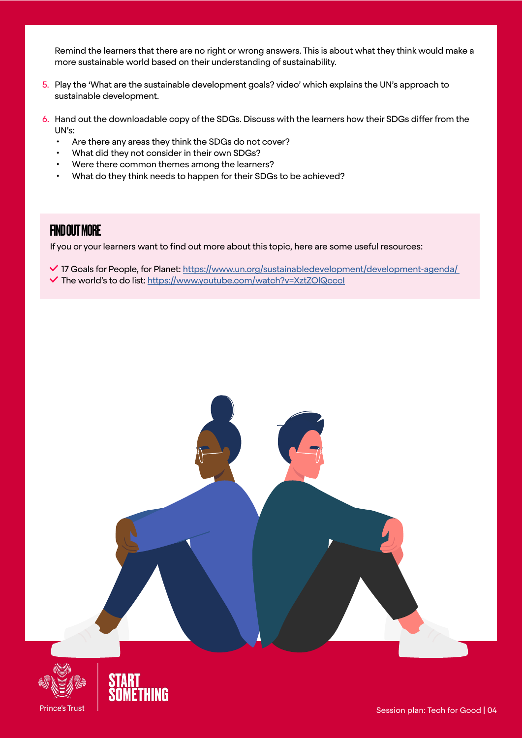Remind the learners that there are no right or wrong answers. This is about what they think would make a more sustainable world based on their understanding of sustainability.

5. Play the 'What are the sustainable development goals? video' which explains the UN's approach to sustainable development.
6. Hand out the downloadable copy of the SDGs. Discuss with the learners how their SDGs differ from the UN's:
   - Are there any areas they think the SDGs do not cover?
   - What did they not consider in their own SDGs?
   - Were there common themes among the learners?
   - What do they think needs to happen for their SDGs to be achieved?

## FIND OUT MORE

If you or your learners want to find out more about this topic, here are some useful resources:

- ✓ 17 Goals for People, for Planet: https://www.un.org/sustainabledevelopment/development-agenda/
- ✓ The world's to do list: https://www.youtube.com/watch?v=XztZOIQcccI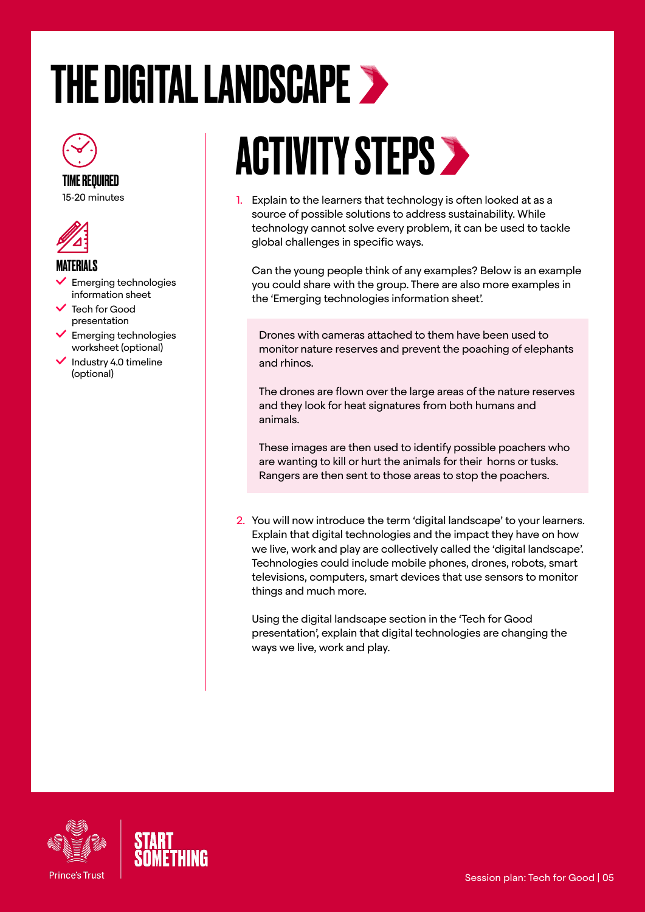# THE DIGITAL LANDSCAPE

### TIME REQUIRED

15-20 minutes

### MATERIALS

- Emerging technologies information sheet
- Tech for Good presentation
- Emerging technologies worksheet (optional)
- Industry 4.0 timeline (optional)

## ACTIVITY STEPS

1. Explain to the learners that technology is often looked at as a source of possible solutions to address sustainability. While technology cannot solve every problem, it can be used to tackle global challenges in specific ways.

   Can the young people think of any examples? Below is an example you could share with the group. There are also more examples in the 'Emerging technologies information sheet'.

   > Drones with cameras attached to them have been used to monitor nature reserves and prevent the poaching of elephants and rhinos.
   >
   > The drones are flown over the large areas of the nature reserves and they look for heat signatures from both humans and animals.
   >
   > These images are then used to identify possible poachers who are wanting to kill or hurt the animals for their horns or tusks. Rangers are then sent to those areas to stop the poachers.

2. You will now introduce the term 'digital landscape' to your learners. Explain that digital technologies and the impact they have on how we live, work and play are collectively called the 'digital landscape'. Technologies could include mobile phones, drones, robots, smart televisions, computers, smart devices that use sensors to monitor things and much more.

   Using the digital landscape section in the 'Tech for Good presentation', explain that digital technologies are changing the ways we live, work and play.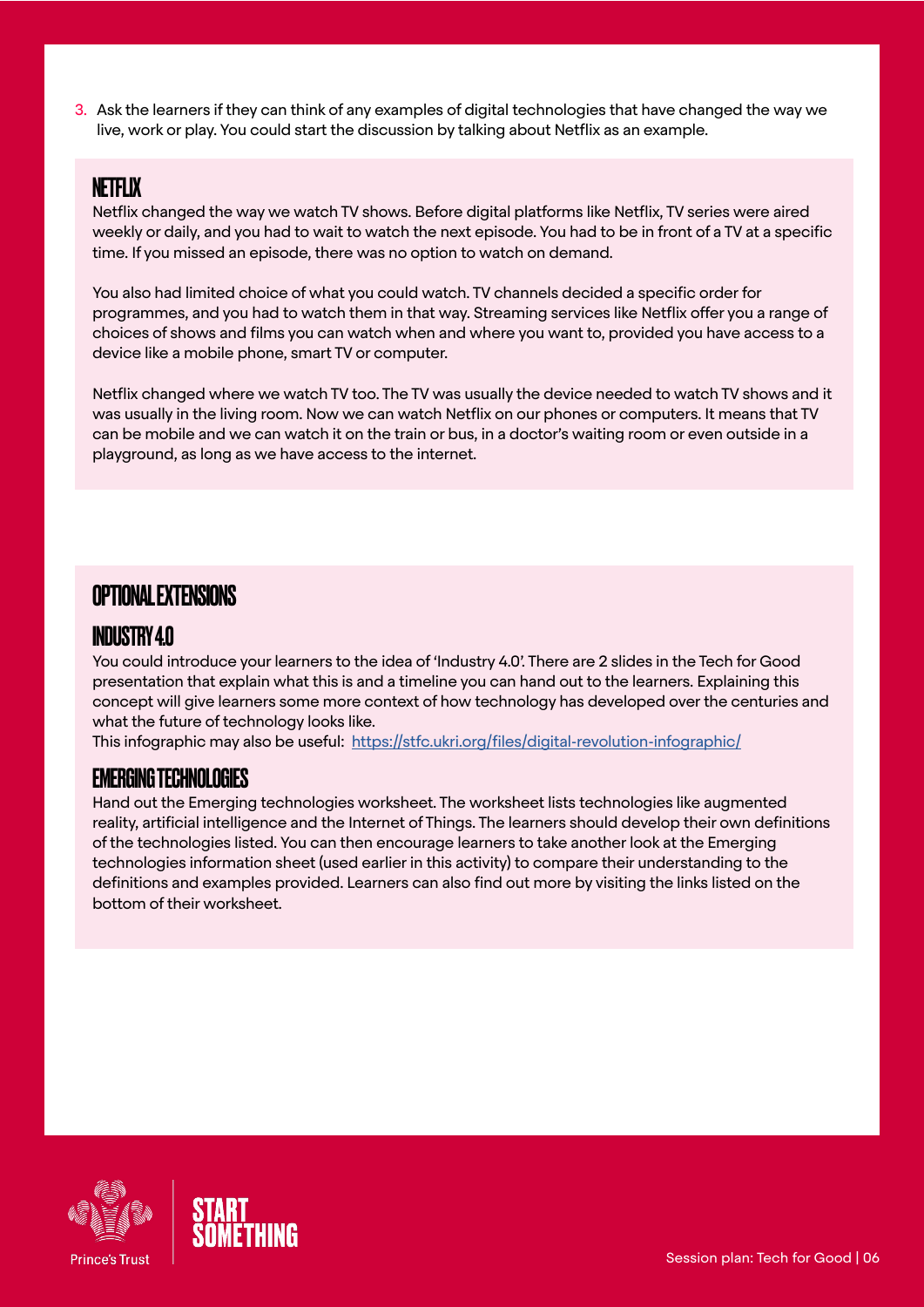3. Ask the learners if they can think of any examples of digital technologies that have changed the way we live, work or play. You could start the discussion by talking about Netflix as an example.

## NETFLIX

Netflix changed the way we watch TV shows. Before digital platforms like Netflix, TV series were aired weekly or daily, and you had to wait to watch the next episode. You had to be in front of a TV at a specific time. If you missed an episode, there was no option to watch on demand.

You also had limited choice of what you could watch. TV channels decided a specific order for programmes, and you had to watch them in that way. Streaming services like Netflix offer you a range of choices of shows and films you can watch when and where you want to, provided you have access to a device like a mobile phone, smart TV or computer.

Netflix changed where we watch TV too. The TV was usually the device needed to watch TV shows and it was usually in the living room. Now we can watch Netflix on our phones or computers. It means that TV can be mobile and we can watch it on the train or bus, in a doctor's waiting room or even outside in a playground, as long as we have access to the internet.

## OPTIONAL EXTENSIONS

### INDUSTRY 4.0

You could introduce your learners to the idea of 'Industry 4.0'. There are 2 slides in the Tech for Good presentation that explain what this is and a timeline you can hand out to the learners. Explaining this concept will give learners some more context of how technology has developed over the centuries and what the future of technology looks like.
This infographic may also be useful: https://stfc.ukri.org/files/digital-revolution-infographic/

### EMERGING TECHNOLOGIES

Hand out the Emerging technologies worksheet. The worksheet lists technologies like augmented reality, artificial intelligence and the Internet of Things. The learners should develop their own definitions of the technologies listed. You can then encourage learners to take another look at the Emerging technologies information sheet (used earlier in this activity) to compare their understanding to the definitions and examples provided. Learners can also find out more by visiting the links listed on the bottom of their worksheet.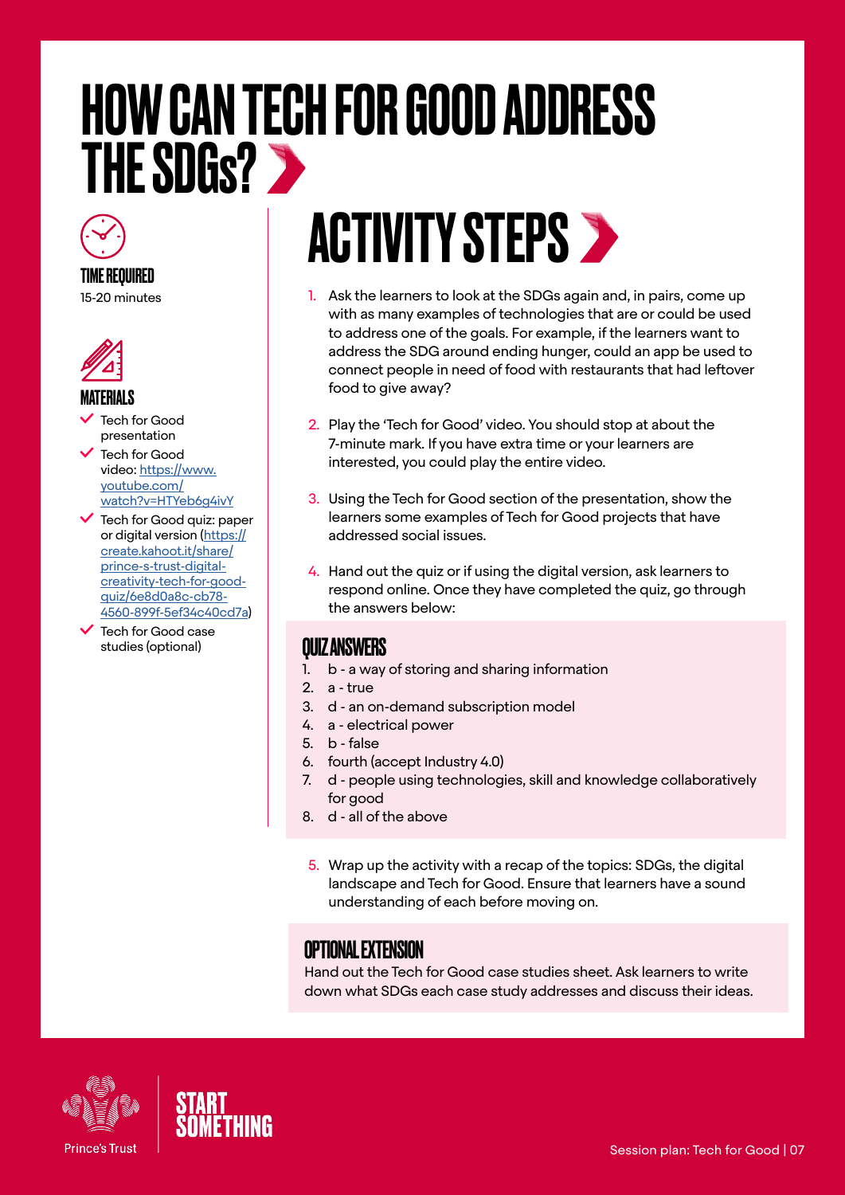# HOW CAN TECH FOR GOOD ADDRESS THE SDGs?

### TIME REQUIRED

15-20 minutes

### MATERIALS

- Tech for Good presentation
- Tech for Good video: https://www.youtube.com/watch?v=HTYeb6g4ivY
- Tech for Good quiz: paper or digital version (https://create.kahoot.it/share/prince-s-trust-digital-creativity-tech-for-good-quiz/6e8d0a8c-cb78-4560-899f-5ef34c40cd7a)
- Tech for Good case studies (optional)

## ACTIVITY STEPS

1. Ask the learners to look at the SDGs again and, in pairs, come up with as many examples of technologies that are or could be used to address one of the goals. For example, if the learners want to address the SDG around ending hunger, could an app be used to connect people in need of food with restaurants that had leftover food to give away?
2. Play the 'Tech for Good' video. You should stop at about the 7-minute mark. If you have extra time or your learners are interested, you could play the entire video.
3. Using the Tech for Good section of the presentation, show the learners some examples of Tech for Good projects that have addressed social issues.
4. Hand out the quiz or if using the digital version, ask learners to respond online. Once they have completed the quiz, go through the answers below:

### QUIZ ANSWERS

1. b - a way of storing and sharing information
2. a - true
3. d - an on-demand subscription model
4. a - electrical power
5. b - false
6. fourth (accept Industry 4.0)
7. d - people using technologies, skill and knowledge collaboratively for good
8. d - all of the above

5. Wrap up the activity with a recap of the topics: SDGs, the digital landscape and Tech for Good. Ensure that learners have a sound understanding of each before moving on.

### OPTIONAL EXTENSION

Hand out the Tech for Good case studies sheet. Ask learners to write down what SDGs each case study addresses and discuss their ideas.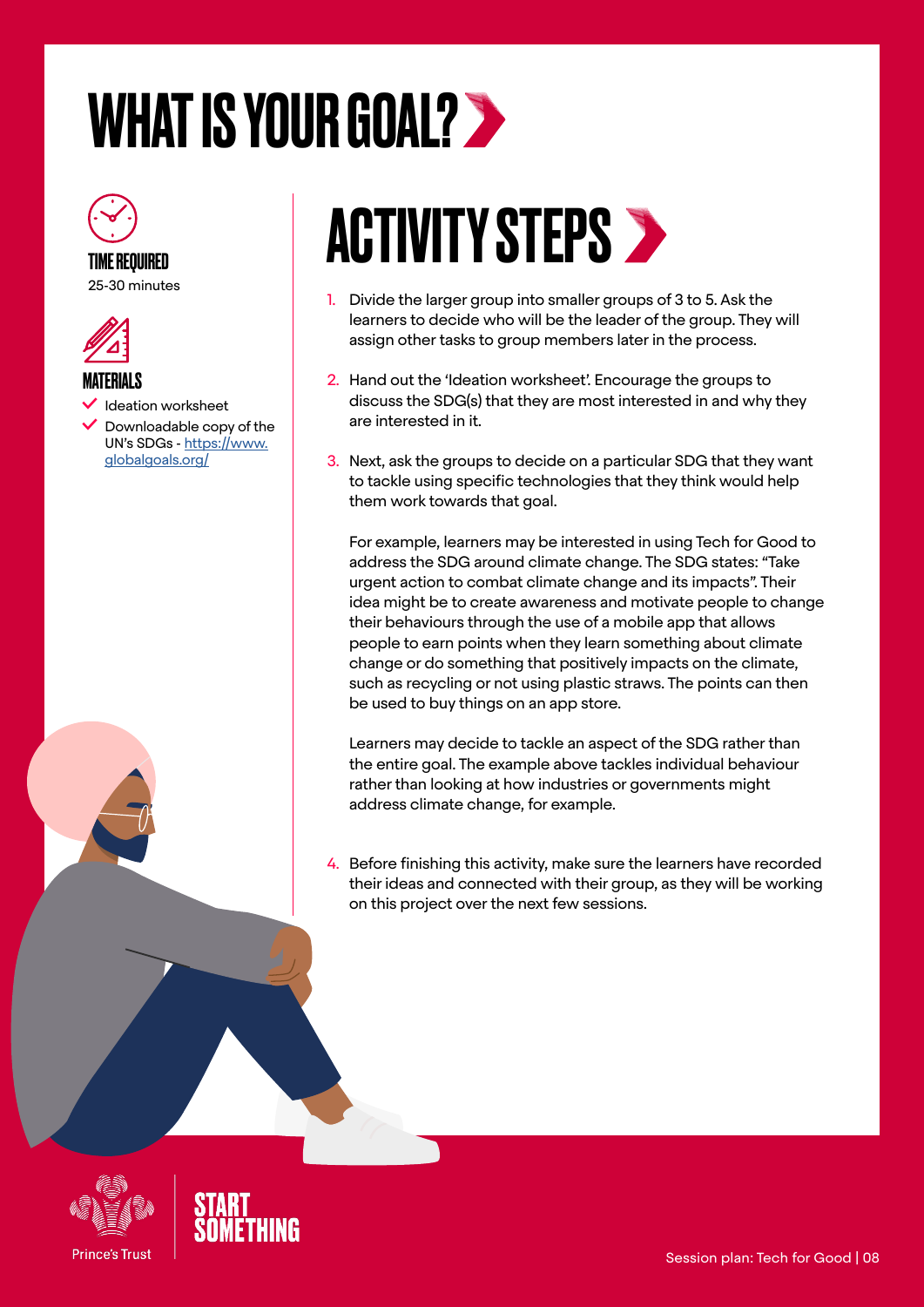# WHAT IS YOUR GOAL?

**TIME REQUIRED**

25-30 minutes

**MATERIALS**

- Ideation worksheet
- Downloadable copy of the UN's SDGs - https://www.globalgoals.org/

## ACTIVITY STEPS

1. Divide the larger group into smaller groups of 3 to 5. Ask the learners to decide who will be the leader of the group. They will assign other tasks to group members later in the process.

2. Hand out the 'Ideation worksheet'. Encourage the groups to discuss the SDG(s) that they are most interested in and why they are interested in it.

3. Next, ask the groups to decide on a particular SDG that they want to tackle using specific technologies that they think would help them work towards that goal.

   For example, learners may be interested in using Tech for Good to address the SDG around climate change. The SDG states: "Take urgent action to combat climate change and its impacts". Their idea might be to create awareness and motivate people to change their behaviours through the use of a mobile app that allows people to earn points when they learn something about climate change or do something that positively impacts on the climate, such as recycling or not using plastic straws. The points can then be used to buy things on an app store.

   Learners may decide to tackle an aspect of the SDG rather than the entire goal. The example above tackles individual behaviour rather than looking at how industries or governments might address climate change, for example.

4. Before finishing this activity, make sure the learners have recorded their ideas and connected with their group, as they will be working on this project over the next few sessions.

Prince's Trust

START SOMETHING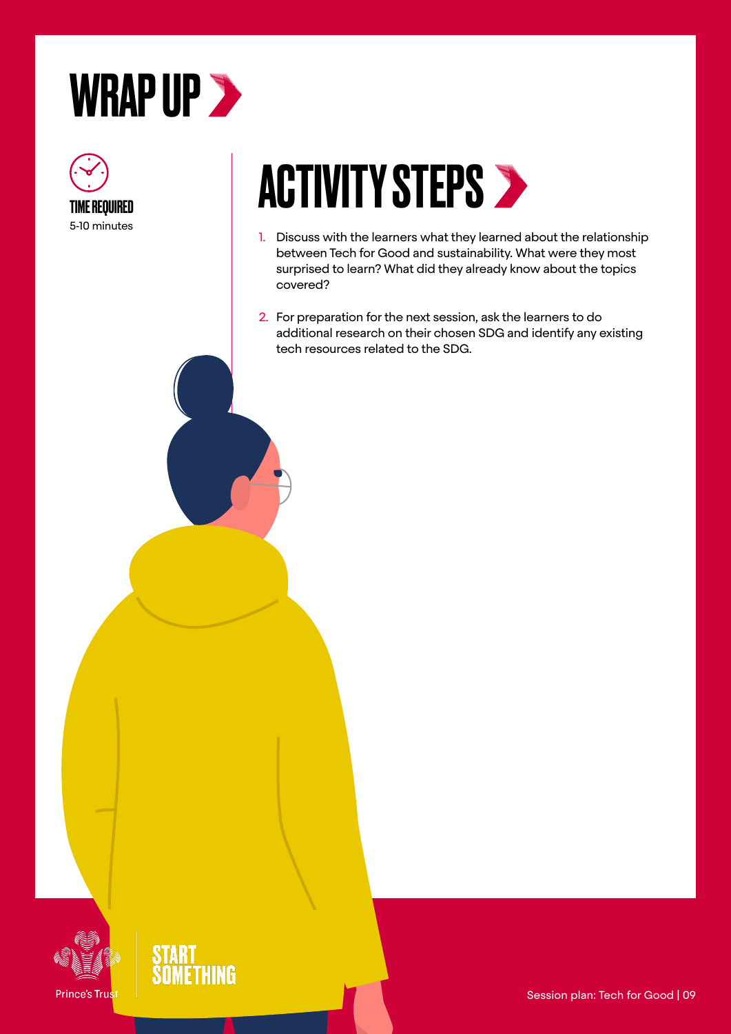# WRAP UP

**TIME REQUIRED**
5-10 minutes

## ACTIVITY STEPS

1. Discuss with the learners what they learned about the relationship between Tech for Good and sustainability. What were they most surprised to learn? What did they already know about the topics covered?

2. For preparation for the next session, ask the learners to do additional research on their chosen SDG and identify any existing tech resources related to the SDG.